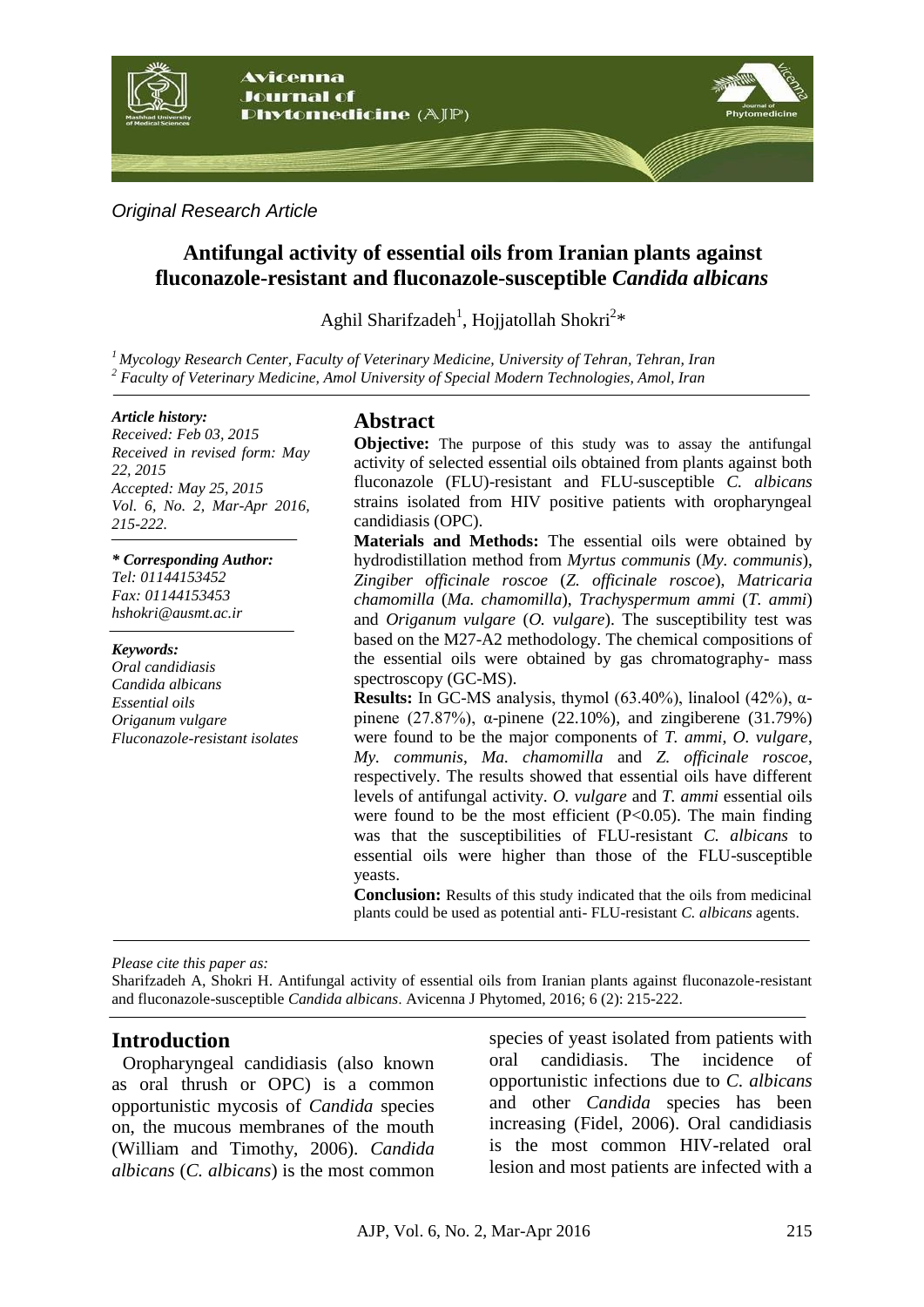*Original Research Article*

# Antifungal activity of essential oils from Iranian plants against fluconazole-resistant and fluconazole-susceptible *Candida albicans*

Aghil Sharifzadeh[1], Hojjatollah Shokri[2]*

[1] *Mycology Research Center, Faculty of Veterinary Medicine, University of Tehran, Tehran, Iran*
[2] *Faculty of Veterinary Medicine, Amol University of Special Modern Technologies, Amol, Iran*

***Article history:***
*Received: Feb 03, 2015*
*Received in revised form: May 22, 2015*
*Accepted: May 25, 2015*
*Vol. 6, No. 2, Mar-Apr 2016, 215-222.*

***\* Corresponding Author:***
*Tel: 01144153452*
*Fax: 01144153453*
*hshokri@ausmt.ac.ir*

***Keywords:***
*Oral candidiasis*
*Candida albicans*
*Essential oils*
*Origanum vulgare*
*Fluconazole-resistant isolates*

## Abstract

**Objective:** The purpose of this study was to assay the antifungal activity of selected essential oils obtained from plants against both fluconazole (FLU)-resistant and FLU-susceptible *C. albicans* strains isolated from HIV positive patients with oropharyngeal candidiasis (OPC).

**Materials and Methods:** The essential oils were obtained by hydrodistillation method from *Myrtus communis* (*My. communis*), *Zingiber officinale roscoe* (*Z. officinale roscoe*), *Matricaria chamomilla* (*Ma. chamomilla*), *Trachyspermum ammi* (*T. ammi*) and *Origanum vulgare* (*O. vulgare*). The susceptibility test was based on the M27-A2 methodology. The chemical compositions of the essential oils were obtained by gas chromatography- mass spectroscopy (GC-MS).

**Results:** In GC-MS analysis, thymol (63.40%), linalool (42%), α-pinene (27.87%), α-pinene (22.10%), and zingiberene (31.79%) were found to be the major components of *T. ammi*, *O. vulgare*, *My. communis*, *Ma. chamomilla* and *Z. officinale roscoe*, respectively. The results showed that essential oils have different levels of antifungal activity. *O. vulgare* and *T. ammi* essential oils were found to be the most efficient ($P<0.05$). The main finding was that the susceptibilities of FLU-resistant *C. albicans* to essential oils were higher than those of the FLU-susceptible yeasts.

**Conclusion:** Results of this study indicated that the oils from medicinal plants could be used as potential anti- FLU-resistant *C. albicans* agents.

*Please cite this paper as:*
Sharifzadeh A, Shokri H. Antifungal activity of essential oils from Iranian plants against fluconazole-resistant and fluconazole-susceptible *Candida albicans*. Avicenna J Phytomed, 2016; 6 (2): 215-222.

## Introduction

Oropharyngeal candidiasis (also known as oral thrush or OPC) is a common opportunistic mycosis of *Candida* species on, the mucous membranes of the mouth (William and Timothy, 2006). *Candida albicans* (*C. albicans*) is the most common species of yeast isolated from patients with oral candidiasis. The incidence of opportunistic infections due to *C. albicans* and other *Candida* species has been increasing (Fidel, 2006). Oral candidiasis is the most common HIV-related oral lesion and most patients are infected with a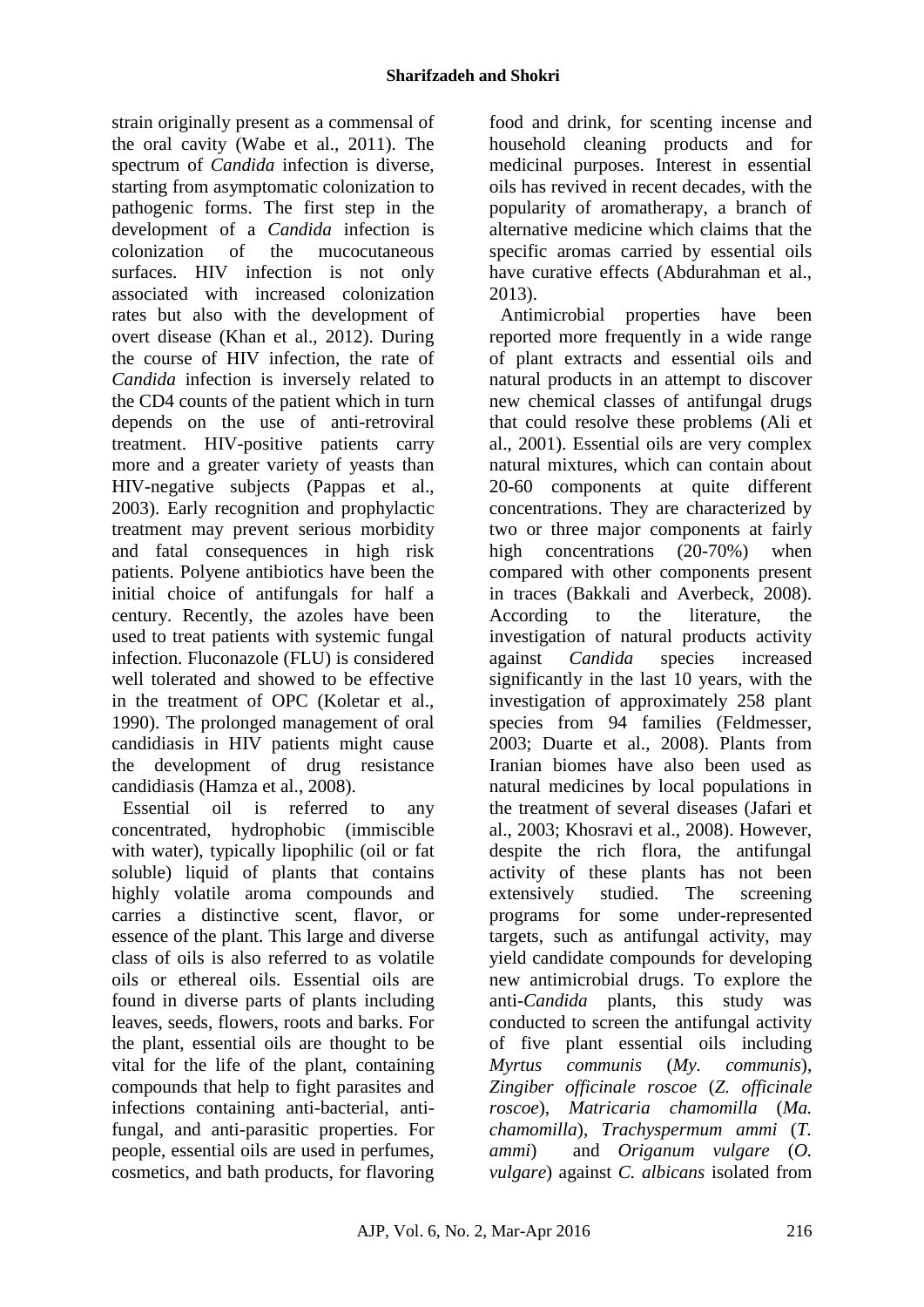strain originally present as a commensal of the oral cavity (Wabe et al., 2011). The spectrum of *Candida* infection is diverse, starting from asymptomatic colonization to pathogenic forms. The first step in the development of a *Candida* infection is colonization of the mucocutaneous surfaces. HIV infection is not only associated with increased colonization rates but also with the development of overt disease (Khan et al., 2012). During the course of HIV infection, the rate of *Candida* infection is inversely related to the CD4 counts of the patient which in turn depends on the use of anti-retroviral treatment. HIV-positive patients carry more and a greater variety of yeasts than HIV-negative subjects (Pappas et al., 2003). Early recognition and prophylactic treatment may prevent serious morbidity and fatal consequences in high risk patients. Polyene antibiotics have been the initial choice of antifungals for half a century. Recently, the azoles have been used to treat patients with systemic fungal infection. Fluconazole (FLU) is considered well tolerated and showed to be effective in the treatment of OPC (Koletar et al., 1990). The prolonged management of oral candidiasis in HIV patients might cause the development of drug resistance candidiasis (Hamza et al., 2008).

Essential oil is referred to any concentrated, hydrophobic (immiscible with water), typically lipophilic (oil or fat soluble) liquid of plants that contains highly volatile aroma compounds and carries a distinctive scent, flavor, or essence of the plant. This large and diverse class of oils is also referred to as volatile oils or ethereal oils. Essential oils are found in diverse parts of plants including leaves, seeds, flowers, roots and barks. For the plant, essential oils are thought to be vital for the life of the plant, containing compounds that help to fight parasites and infections containing anti-bacterial, anti-fungal, and anti-parasitic properties. For people, essential oils are used in perfumes, cosmetics, and bath products, for flavoring food and drink, for scenting incense and household cleaning products and for medicinal purposes. Interest in essential oils has revived in recent decades, with the popularity of aromatherapy, a branch of alternative medicine which claims that the specific aromas carried by essential oils have curative effects (Abdurahman et al., 2013).

Antimicrobial properties have been reported more frequently in a wide range of plant extracts and essential oils and natural products in an attempt to discover new chemical classes of antifungal drugs that could resolve these problems (Ali et al., 2001). Essential oils are very complex natural mixtures, which can contain about 20-60 components at quite different concentrations. They are characterized by two or three major components at fairly high concentrations (20-70%) when compared with other components present in traces (Bakkali and Averbeck, 2008). According to the literature, the investigation of natural products activity against *Candida* species increased significantly in the last 10 years, with the investigation of approximately 258 plant species from 94 families (Feldmesser, 2003; Duarte et al., 2008). Plants from Iranian biomes have also been used as natural medicines by local populations in the treatment of several diseases (Jafari et al., 2003; Khosravi et al., 2008). However, despite the rich flora, the antifungal activity of these plants has not been extensively studied. The screening programs for some under-represented targets, such as antifungal activity, may yield candidate compounds for developing new antimicrobial drugs. To explore the anti-*Candida* plants, this study was conducted to screen the antifungal activity of five plant essential oils including *Myrtus communis* (*My. communis*), *Zingiber officinale roscoe* (*Z. officinale roscoe*), *Matricaria chamomilla* (*Ma. chamomilla*), *Trachyspermum ammi* (*T. ammi*) and *Origanum vulgare* (*O. vulgare*) against *C. albicans* isolated from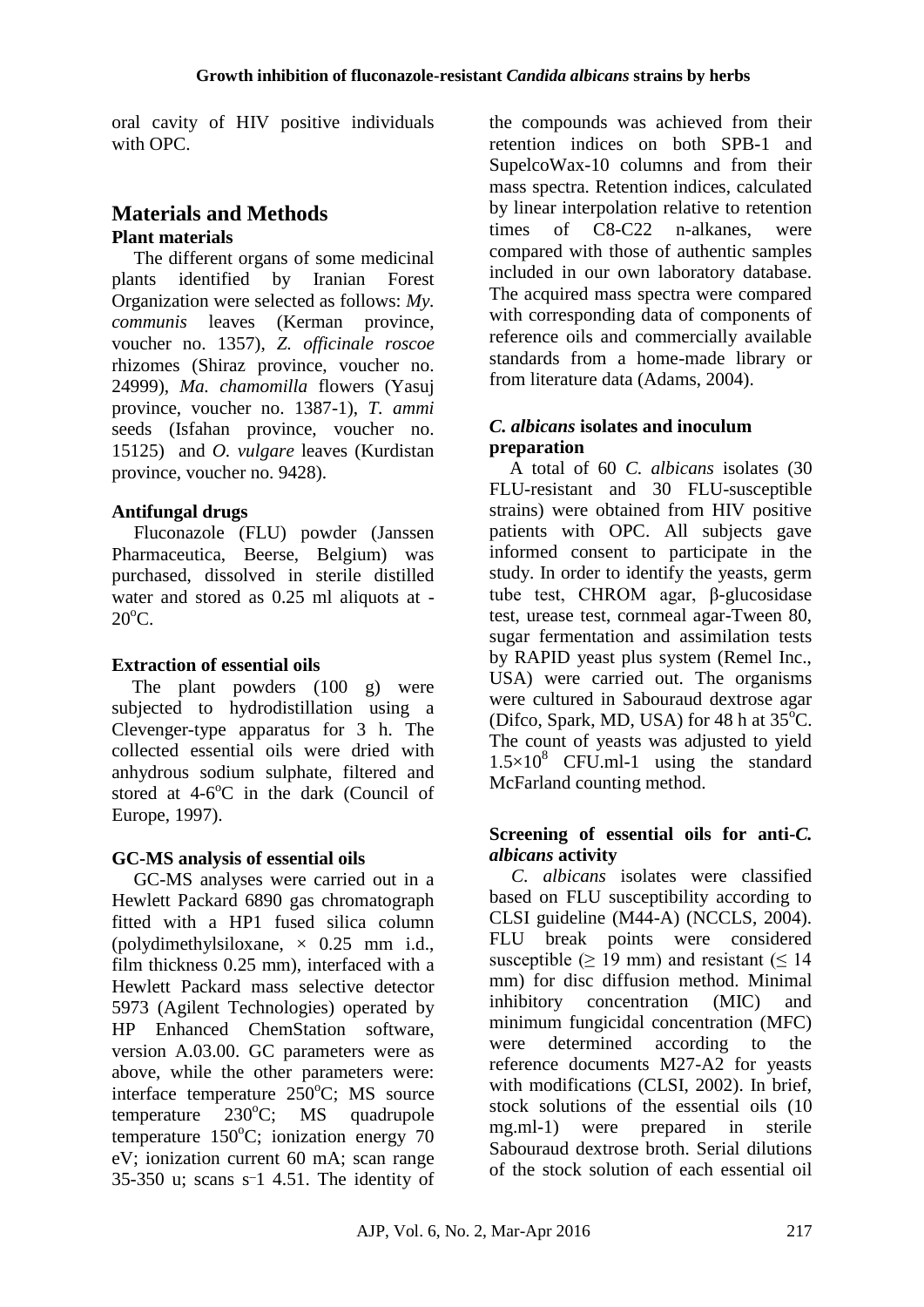oral cavity of HIV positive individuals with OPC.

## Materials and Methods

### Plant materials

The different organs of some medicinal plants identified by Iranian Forest Organization were selected as follows: *My. communis* leaves (Kerman province, voucher no. 1357), *Z. officinale roscoe* rhizomes (Shiraz province, voucher no. 24999), *Ma. chamomilla* flowers (Yasuj province, voucher no. 1387-1), *T. ammi* seeds (Isfahan province, voucher no. 15125) and *O. vulgare* leaves (Kurdistan province, voucher no. 9428).

### Antifungal drugs

Fluconazole (FLU) powder (Janssen Pharmaceutica, Beerse, Belgium) was purchased, dissolved in sterile distilled water and stored as 0.25 ml aliquots at -20$^{o}$C.

### Extraction of essential oils

The plant powders (100 g) were subjected to hydrodistillation using a Clevenger-type apparatus for 3 h. The collected essential oils were dried with anhydrous sodium sulphate, filtered and stored at 4-6$^{o}$C in the dark (Council of Europe, 1997).

### GC-MS analysis of essential oils

GC-MS analyses were carried out in a Hewlett Packard 6890 gas chromatograph fitted with a HP1 fused silica column (polydimethylsiloxane, × 0.25 mm i.d., film thickness 0.25 mm), interfaced with a Hewlett Packard mass selective detector 5973 (Agilent Technologies) operated by HP Enhanced ChemStation software, version A.03.00. GC parameters were as above, while the other parameters were: interface temperature 250$^{o}$C; MS source temperature 230$^{o}$C; MS quadrupole temperature 150$^{o}$C; ionization energy 70 eV; ionization current 60 mA; scan range 35-350 u; scans $s^{-1}$ 4.51. The identity of the compounds was achieved from their retention indices on both SPB-1 and SupelcoWax-10 columns and from their mass spectra. Retention indices, calculated by linear interpolation relative to retention times of C8-C22 n-alkanes, were compared with those of authentic samples included in our own laboratory database. The acquired mass spectra were compared with corresponding data of components of reference oils and commercially available standards from a home-made library or from literature data (Adams, 2004).

### *C. albicans* isolates and inoculum preparation

A total of 60 *C. albicans* isolates (30 FLU-resistant and 30 FLU-susceptible strains) were obtained from HIV positive patients with OPC. All subjects gave informed consent to participate in the study. In order to identify the yeasts, germ tube test, CHROM agar, β-glucosidase test, urease test, cornmeal agar-Tween 80, sugar fermentation and assimilation tests by RAPID yeast plus system (Remel Inc., USA) were carried out. The organisms were cultured in Sabouraud dextrose agar (Difco, Spark, MD, USA) for 48 h at 35$^{o}$C. The count of yeasts was adjusted to yield $1.5\times10^{8}$ CFU.ml-1 using the standard McFarland counting method.

### Screening of essential oils for anti-*C. albicans* activity

*C. albicans* isolates were classified based on FLU susceptibility according to CLSI guideline (M44-A) (NCCLS, 2004). FLU break points were considered susceptible ($\geq$ 19 mm) and resistant ($\leq$ 14 mm) for disc diffusion method. Minimal inhibitory concentration (MIC) and minimum fungicidal concentration (MFC) were determined according to the reference documents M27-A2 for yeasts with modifications (CLSI, 2002). In brief, stock solutions of the essential oils (10 mg.ml-1) were prepared in sterile Sabouraud dextrose broth. Serial dilutions of the stock solution of each essential oil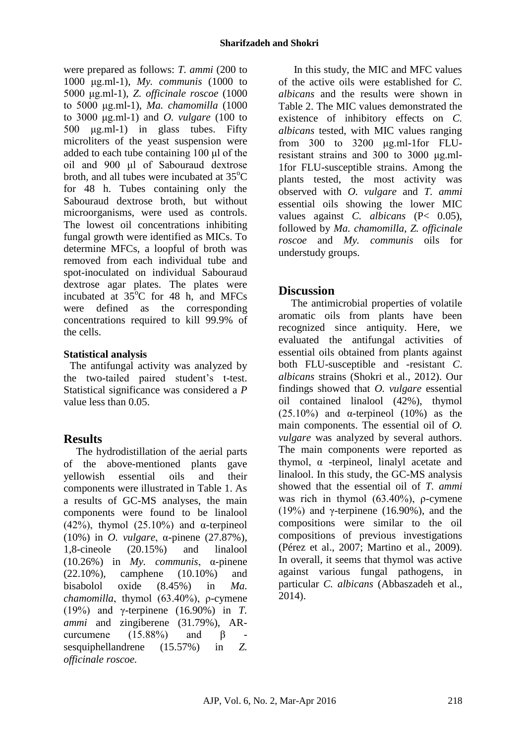were prepared as follows: *T. ammi* (200 to 1000 μg.ml-1), *My. communis* (1000 to 5000 μg.ml-1), *Z. officinale roscoe* (1000 to 5000 μg.ml-1), *Ma. chamomilla* (1000 to 3000 μg.ml-1) and *O. vulgare* (100 to 500 μg.ml-1) in glass tubes. Fifty microliters of the yeast suspension were added to each tube containing 100 μl of the oil and 900 μl of Sabouraud dextrose broth, and all tubes were incubated at 35°C for 48 h. Tubes containing only the Sabouraud dextrose broth, but without microorganisms, were used as controls. The lowest oil concentrations inhibiting fungal growth were identified as MICs. To determine MFCs, a loopful of broth was removed from each individual tube and spot-inoculated on individual Sabouraud dextrose agar plates. The plates were incubated at 35°C for 48 h, and MFCs were defined as the corresponding concentrations required to kill 99.9% of the cells.

### Statistical analysis

The antifungal activity was analyzed by the two-tailed paired student's t-test. Statistical significance was considered a *P* value less than 0.05.

## Results

The hydrodistillation of the aerial parts of the above-mentioned plants gave yellowish essential oils and their components were illustrated in Table 1. As a results of GC-MS analyses, the main components were found to be linalool (42%), thymol (25.10%) and α-terpineol (10%) in *O. vulgare*, α-pinene (27.87%), 1,8-cineole (20.15%) and linalool (10.26%) in *My. communis*, α-pinene (22.10%), camphene (10.10%) and bisabolol oxide (8.45%) in *Ma. chamomilla*, thymol (63.40%), ρ-cymene (19%) and γ-terpinene (16.90%) in *T. ammi* and zingiberene (31.79%), AR-curcumene (15.88%) and β -sesquiphellandrene (15.57%) in *Z. officinale roscoe.*

In this study, the MIC and MFC values of the active oils were established for *C. albicans* and the results were shown in Table 2. The MIC values demonstrated the existence of inhibitory effects on *C. albicans* tested, with MIC values ranging from 300 to 3200 μg.ml-1for FLU-resistant strains and 300 to 3000 μg.ml-1for FLU-susceptible strains. Among the plants tested, the most activity was observed with *O. vulgare* and *T. ammi* essential oils showing the lower MIC values against *C. albicans* ($P< 0.05$), followed by *Ma. chamomilla*, *Z. officinale roscoe* and *My. communis* oils for understudy groups.

## Discussion

The antimicrobial properties of volatile aromatic oils from plants have been recognized since antiquity. Here, we evaluated the antifungal activities of essential oils obtained from plants against both FLU-susceptible and -resistant *C. albicans* strains (Shokri et al., 2012). Our findings showed that *O. vulgare* essential oil contained linalool (42%), thymol (25.10%) and α-terpineol (10%) as the main components. The essential oil of *O. vulgare* was analyzed by several authors. The main components were reported as thymol, α -terpineol, linalyl acetate and linalool. In this study, the GC-MS analysis showed that the essential oil of *T. ammi* was rich in thymol (63.40%), ρ-cymene (19%) and γ-terpinene (16.90%), and the compositions were similar to the oil compositions of previous investigations (Pérez et al., 2007; Martino et al., 2009). In overall, it seems that thymol was active against various fungal pathogens, in particular *C. albicans* (Abbaszadeh et al., 2014).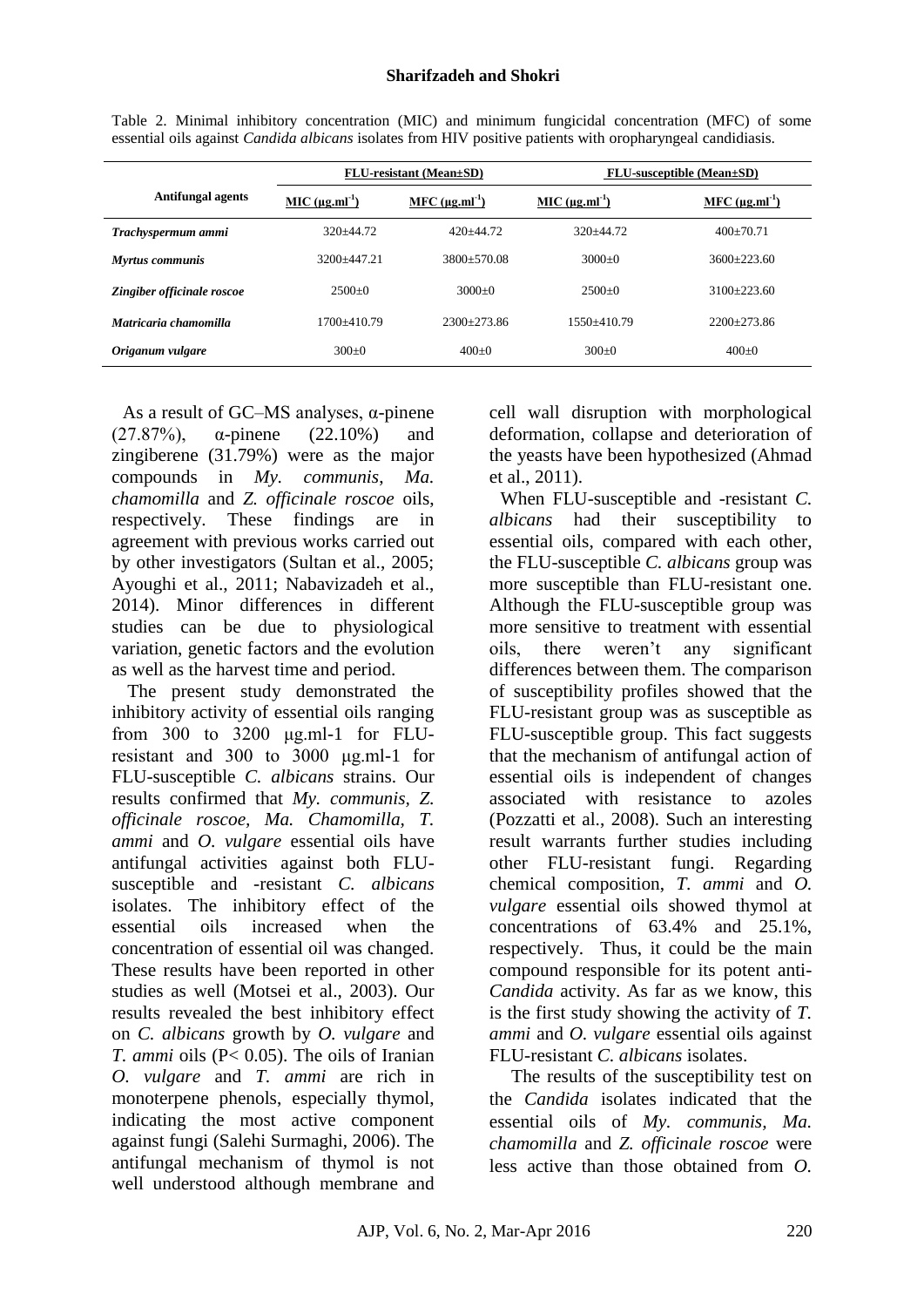Table 2. Minimal inhibitory concentration (MIC) and minimum fungicidal concentration (MFC) of some essential oils against *Candida albicans* isolates from HIV positive patients with oropharyngeal candidiasis.

| Antifungal agents | FLU-resistant (Mean±SD) | | FLU-susceptible (Mean±SD) | |
|---|---|---|---|---|
| | MIC ($\mu g.ml^{-1}$) | MFC ($\mu g.ml^{-1}$) | MIC ($\mu g.ml^{-1}$) | MFC ($\mu g.ml^{-1}$) |
| ***Trachyspermum ammi*** | 320±44.72 | 420±44.72 | 320±44.72 | 400±70.71 |
| ***Myrtus communis*** | 3200±447.21 | 3800±570.08 | 3000±0 | 3600±223.60 |
| ***Zingiber officinale roscoe*** | 2500±0 | 3000±0 | 2500±0 | 3100±223.60 |
| ***Matricaria chamomilla*** | 1700±410.79 | 2300±273.86 | 1550±410.79 | 2200±273.86 |
| ***Origanum vulgare*** | 300±0 | 400±0 | 300±0 | 400±0 |

As a result of GC–MS analyses, α-pinene (27.87%), α-pinene (22.10%) and zingiberene (31.79%) were as the major compounds in *My. communis*, *Ma. chamomilla* and *Z. officinale roscoe* oils, respectively. These findings are in agreement with previous works carried out by other investigators (Sultan et al., 2005; Ayoughi et al., 2011; Nabavizadeh et al., 2014). Minor differences in different studies can be due to physiological variation, genetic factors and the evolution as well as the harvest time and period.

The present study demonstrated the inhibitory activity of essential oils ranging from 300 to 3200 µg.ml-1 for FLU-resistant and 300 to 3000 µg.ml-1 for FLU-susceptible *C. albicans* strains. Our results confirmed that *My. communis, Z. officinale roscoe, Ma. Chamomilla, T. ammi* and *O. vulgare* essential oils have antifungal activities against both FLU-susceptible and -resistant *C. albicans* isolates. The inhibitory effect of the essential oils increased when the concentration of essential oil was changed. These results have been reported in other studies as well (Motsei et al., 2003). Our results revealed the best inhibitory effect on *C. albicans* growth by *O. vulgare* and *T. ammi* oils ($P< 0.05$). The oils of Iranian *O. vulgare* and *T. ammi* are rich in monoterpene phenols, especially thymol, indicating the most active component against fungi (Salehi Surmaghi, 2006). The antifungal mechanism of thymol is not well understood although membrane and cell wall disruption with morphological deformation, collapse and deterioration of the yeasts have been hypothesized (Ahmad et al., 2011).

When FLU-susceptible and -resistant *C. albicans* had their susceptibility to essential oils, compared with each other, the FLU-susceptible *C. albicans* group was more susceptible than FLU-resistant one. Although the FLU-susceptible group was more sensitive to treatment with essential oils, there weren't any significant differences between them. The comparison of susceptibility profiles showed that the FLU-resistant group was as susceptible as FLU-susceptible group. This fact suggests that the mechanism of antifungal action of essential oils is independent of changes associated with resistance to azoles (Pozzatti et al., 2008). Such an interesting result warrants further studies including other FLU-resistant fungi. Regarding chemical composition, *T. ammi* and *O. vulgare* essential oils showed thymol at concentrations of 63.4% and 25.1%, respectively. Thus, it could be the main compound responsible for its potent anti-*Candida* activity. As far as we know, this is the first study showing the activity of *T. ammi* and *O. vulgare* essential oils against FLU-resistant *C. albicans* isolates.

The results of the susceptibility test on the *Candida* isolates indicated that the essential oils of *My. communis*, *Ma. chamomilla* and *Z. officinale roscoe* were less active than those obtained from *O.*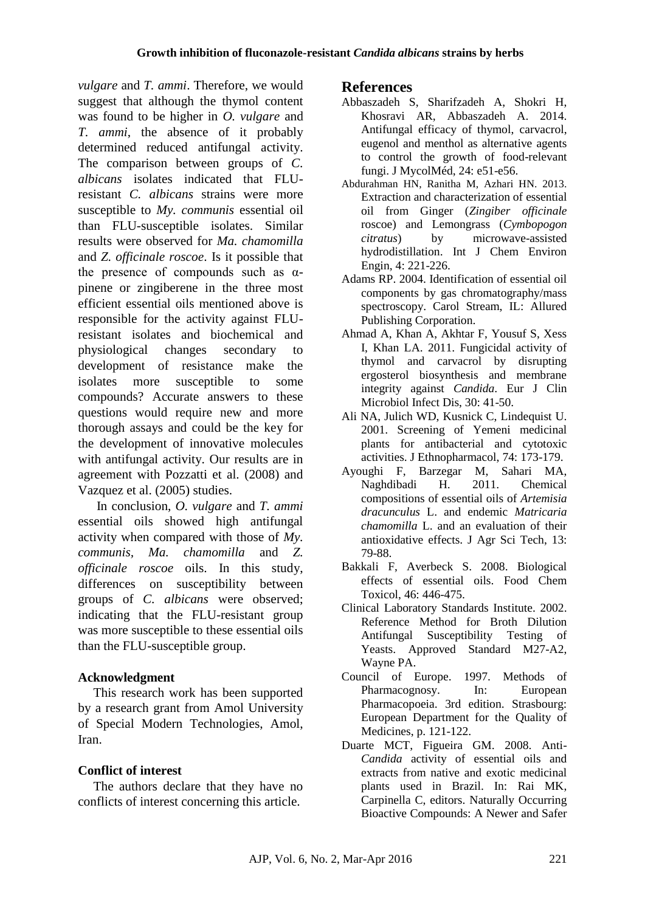*vulgare* and *T. ammi*. Therefore, we would suggest that although the thymol content was found to be higher in *O. vulgare* and *T. ammi*, the absence of it probably determined reduced antifungal activity. The comparison between groups of *C. albicans* isolates indicated that FLU-resistant *C. albicans* strains were more susceptible to *My. communis* essential oil than FLU-susceptible isolates. Similar results were observed for *Ma. chamomilla* and *Z. officinale roscoe*. Is it possible that the presence of compounds such as α-pinene or zingiberene in the three most efficient essential oils mentioned above is responsible for the activity against FLU-resistant isolates and biochemical and physiological changes secondary to development of resistance make the isolates more susceptible to some compounds? Accurate answers to these questions would require new and more thorough assays and could be the key for the development of innovative molecules with antifungal activity. Our results are in agreement with Pozzatti et al. (2008) and Vazquez et al. (2005) studies.

In conclusion, *O. vulgare* and *T. ammi* essential oils showed high antifungal activity when compared with those of *My. communis*, *Ma. chamomilla* and *Z. officinale roscoe* oils. In this study, differences on susceptibility between groups of *C. albicans* were observed; indicating that the FLU-resistant group was more susceptible to these essential oils than the FLU-susceptible group.

### Acknowledgment

This research work has been supported by a research grant from Amol University of Special Modern Technologies, Amol, Iran.

### Conflict of interest

The authors declare that they have no conflicts of interest concerning this article.

## References

Abbaszadeh S, Sharifzadeh A, Shokri H, Khosravi AR, Abbaszadeh A. 2014. Antifungal efficacy of thymol, carvacrol, eugenol and menthol as alternative agents to control the growth of food-relevant fungi. J MycolMéd, 24: e51-e56.

Abdurahman HN, Ranitha M, Azhari HN. 2013. Extraction and characterization of essential oil from Ginger (*Zingiber officinale* roscoe) and Lemongrass (*Cymbopogon citratus*) by microwave-assisted hydrodistillation. Int J Chem Environ Engin, 4: 221-226.

Adams RP. 2004. Identification of essential oil components by gas chromatography/mass spectroscopy. Carol Stream, IL: Allured Publishing Corporation.

Ahmad A, Khan A, Akhtar F, Yousuf S, Xess I, Khan LA. 2011. Fungicidal activity of thymol and carvacrol by disrupting ergosterol biosynthesis and membrane integrity against *Candida*. Eur J Clin Microbiol Infect Dis, 30: 41-50.

Ali NA, Julich WD, Kusnick C, Lindequist U. 2001. Screening of Yemeni medicinal plants for antibacterial and cytotoxic activities. J Ethnopharmacol, 74: 173-179.

Ayoughi F, Barzegar M, Sahari MA, Naghdibadi H. 2011. Chemical compositions of essential oils of *Artemisia dracunculus* L. and endemic *Matricaria chamomilla* L. and an evaluation of their antioxidative effects. J Agr Sci Tech, 13: 79-88.

Bakkali F, Averbeck S. 2008. Biological effects of essential oils. Food Chem Toxicol, 46: 446-475.

Clinical Laboratory Standards Institute. 2002. Reference Method for Broth Dilution Antifungal Susceptibility Testing of Yeasts. Approved Standard M27-A2, Wayne PA.

Council of Europe. 1997. Methods of Pharmacognosy. In: European Pharmacopoeia. 3rd edition. Strasbourg: European Department for the Quality of Medicines, p. 121-122.

Duarte MCT, Figueira GM. 2008. Anti-*Candida* activity of essential oils and extracts from native and exotic medicinal plants used in Brazil. In: Rai MK, Carpinella C, editors. Naturally Occurring Bioactive Compounds: A Newer and Safer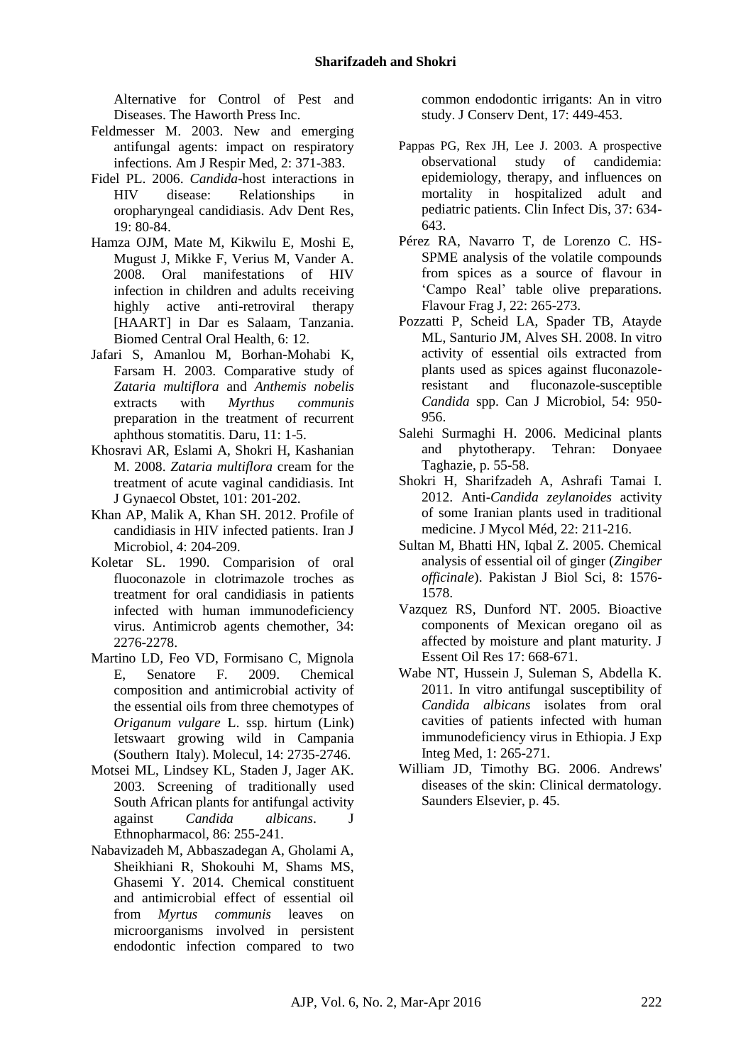Alternative for Control of Pest and Diseases. The Haworth Press Inc.

Feldmesser M. 2003. New and emerging antifungal agents: impact on respiratory infections. Am J Respir Med, 2: 371-383.

Fidel PL. 2006. *Candida*-host interactions in HIV disease: Relationships in oropharyngeal candidiasis. Adv Dent Res, 19: 80-84.

Hamza OJM, Mate M, Kikwilu E, Moshi E, Mugust J, Mikke F, Verius M, Vander A. 2008. Oral manifestations of HIV infection in children and adults receiving highly active anti-retroviral therapy [HAART] in Dar es Salaam, Tanzania. Biomed Central Oral Health, 6: 12.

Jafari S, Amanlou M, Borhan-Mohabi K, Farsam H. 2003. Comparative study of *Zataria multiflora* and *Anthemis nobelis* extracts with *Myrthus communis* preparation in the treatment of recurrent aphthous stomatitis. Daru, 11: 1-5.

Khosravi AR, Eslami A, Shokri H, Kashanian M. 2008. *Zataria multiflora* cream for the treatment of acute vaginal candidiasis. Int J Gynaecol Obstet, 101: 201-202.

Khan AP, Malik A, Khan SH. 2012. Profile of candidiasis in HIV infected patients. Iran J Microbiol, 4: 204-209.

Koletar SL. 1990. Comparision of oral fluoconazole in clotrimazole troches as treatment for oral candidiasis in patients infected with human immunodeficiency virus. Antimicrob agents chemother, 34: 2276-2278.

Martino LD, Feo VD, Formisano C, Mignola E, Senatore F. 2009. Chemical composition and antimicrobial activity of the essential oils from three chemotypes of *Origanum vulgare* L. ssp. hirtum (Link) Ietswaart growing wild in Campania (Southern Italy). Molecul, 14: 2735-2746.

Motsei ML, Lindsey KL, Staden J, Jager AK. 2003. Screening of traditionally used South African plants for antifungal activity against *Candida albicans*. J Ethnopharmacol, 86: 255-241.

Nabavizadeh M, Abbaszadegan A, Gholami A, Sheikhiani R, Shokouhi M, Shams MS, Ghasemi Y. 2014. Chemical constituent and antimicrobial effect of essential oil from *Myrtus communis* leaves on microorganisms involved in persistent endodontic infection compared to two common endodontic irrigants: An in vitro study. J Conserv Dent, 17: 449-453.

Pappas PG, Rex JH, Lee J. 2003. A prospective observational study of candidemia: epidemiology, therapy, and influences on mortality in hospitalized adult and pediatric patients. Clin Infect Dis, 37: 634-643.

Pérez RA, Navarro T, de Lorenzo C. HS-SPME analysis of the volatile compounds from spices as a source of flavour in 'Campo Real' table olive preparations. Flavour Frag J, 22: 265-273.

Pozzatti P, Scheid LA, Spader TB, Atayde ML, Santurio JM, Alves SH. 2008. In vitro activity of essential oils extracted from plants used as spices against fluconazole-resistant and fluconazole-susceptible *Candida* spp. Can J Microbiol, 54: 950-956.

Salehi Surmaghi H. 2006. Medicinal plants and phytotherapy. Tehran: Donyaee Taghazie, p. 55-58.

Shokri H, Sharifzadeh A, Ashrafi Tamai I. 2012. Anti-*Candida zeylanoides* activity of some Iranian plants used in traditional medicine. J Mycol Méd, 22: 211-216.

Sultan M, Bhatti HN, Iqbal Z. 2005. Chemical analysis of essential oil of ginger (*Zingiber officinale*). Pakistan J Biol Sci, 8: 1576-1578.

Vazquez RS, Dunford NT. 2005. Bioactive components of Mexican oregano oil as affected by moisture and plant maturity. J Essent Oil Res 17: 668-671.

Wabe NT, Hussein J, Suleman S, Abdella K. 2011. In vitro antifungal susceptibility of *Candida albicans* isolates from oral cavities of patients infected with human immunodeficiency virus in Ethiopia. J Exp Integ Med, 1: 265-271.

William JD, Timothy BG. 2006. Andrews' diseases of the skin: Clinical dermatology. Saunders Elsevier, p. 45.